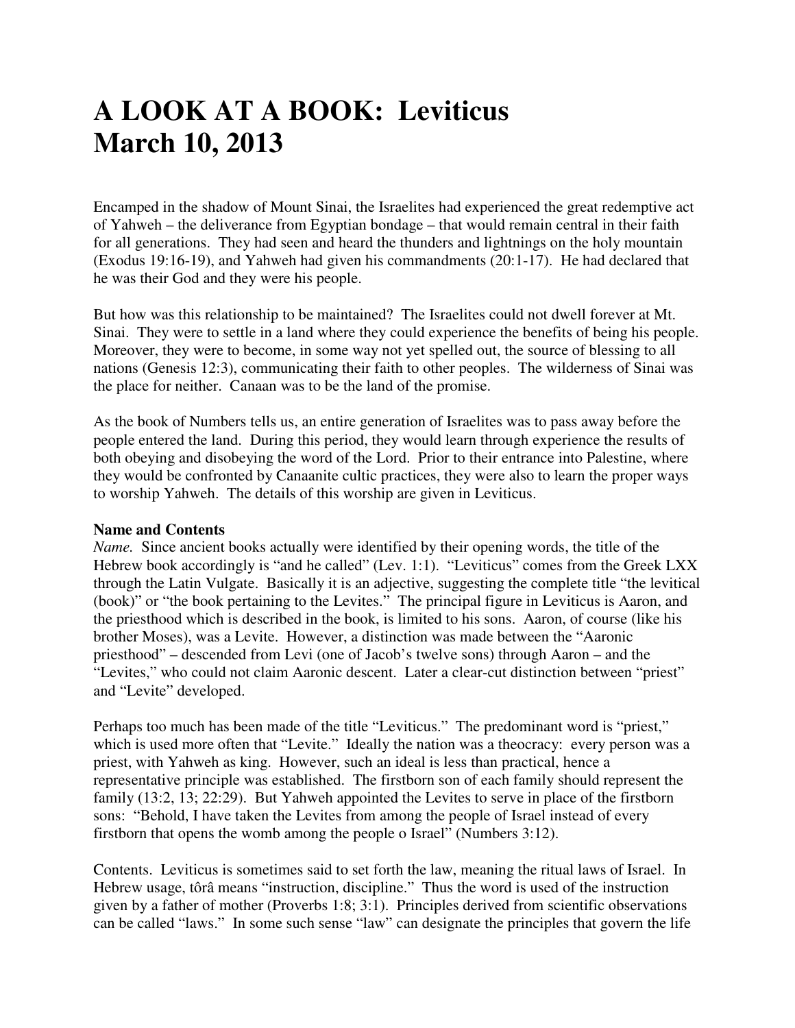# A LOOK AT A BOOK: Leviticus
# March 10, 2013

Encamped in the shadow of Mount Sinai, the Israelites had experienced the great redemptive act of Yahweh – the deliverance from Egyptian bondage – that would remain central in their faith for all generations. They had seen and heard the thunders and lightnings on the holy mountain (Exodus 19:16-19), and Yahweh had given his commandments (20:1-17). He had declared that he was their God and they were his people.

But how was this relationship to be maintained? The Israelites could not dwell forever at Mt. Sinai. They were to settle in a land where they could experience the benefits of being his people. Moreover, they were to become, in some way not yet spelled out, the source of blessing to all nations (Genesis 12:3), communicating their faith to other peoples. The wilderness of Sinai was the place for neither. Canaan was to be the land of the promise.

As the book of Numbers tells us, an entire generation of Israelites was to pass away before the people entered the land. During this period, they would learn through experience the results of both obeying and disobeying the word of the Lord. Prior to their entrance into Palestine, where they would be confronted by Canaanite cultic practices, they were also to learn the proper ways to worship Yahweh. The details of this worship are given in Leviticus.

**Name and Contents**

*Name.* Since ancient books actually were identified by their opening words, the title of the Hebrew book accordingly is "and he called" (Lev. 1:1). "Leviticus" comes from the Greek LXX through the Latin Vulgate. Basically it is an adjective, suggesting the complete title "the levitical (book)" or "the book pertaining to the Levites." The principal figure in Leviticus is Aaron, and the priesthood which is described in the book, is limited to his sons. Aaron, of course (like his brother Moses), was a Levite. However, a distinction was made between the "Aaronic priesthood" – descended from Levi (one of Jacob's twelve sons) through Aaron – and the "Levites," who could not claim Aaronic descent. Later a clear-cut distinction between "priest" and "Levite" developed.

Perhaps too much has been made of the title "Leviticus." The predominant word is "priest," which is used more often that "Levite." Ideally the nation was a theocracy: every person was a priest, with Yahweh as king. However, such an ideal is less than practical, hence a representative principle was established. The firstborn son of each family should represent the family (13:2, 13; 22:29). But Yahweh appointed the Levites to serve in place of the firstborn sons: "Behold, I have taken the Levites from among the people of Israel instead of every firstborn that opens the womb among the people o Israel" (Numbers 3:12).

Contents. Leviticus is sometimes said to set forth the law, meaning the ritual laws of Israel. In Hebrew usage, tôrâ means "instruction, discipline." Thus the word is used of the instruction given by a father of mother (Proverbs 1:8; 3:1). Principles derived from scientific observations can be called "laws." In some such sense "law" can designate the principles that govern the life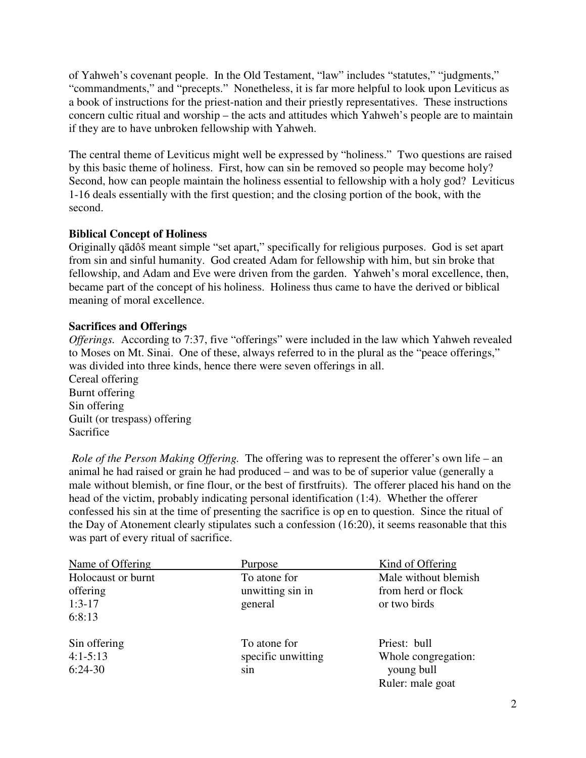of Yahweh's covenant people. In the Old Testament, "law" includes "statutes," "judgments," "commandments," and "precepts." Nonetheless, it is far more helpful to look upon Leviticus as a book of instructions for the priest-nation and their priestly representatives. These instructions concern cultic ritual and worship – the acts and attitudes which Yahweh's people are to maintain if they are to have unbroken fellowship with Yahweh.

The central theme of Leviticus might well be expressed by "holiness." Two questions are raised by this basic theme of holiness. First, how can sin be removed so people may become holy? Second, how can people maintain the holiness essential to fellowship with a holy god? Leviticus 1-16 deals essentially with the first question; and the closing portion of the book, with the second.

**Biblical Concept of Holiness**

Originally qādôš meant simple "set apart," specifically for religious purposes. God is set apart from sin and sinful humanity. God created Adam for fellowship with him, but sin broke that fellowship, and Adam and Eve were driven from the garden. Yahweh's moral excellence, then, became part of the concept of his holiness. Holiness thus came to have the derived or biblical meaning of moral excellence.

**Sacrifices and Offerings**

*Offerings.* According to 7:37, five "offerings" were included in the law which Yahweh revealed to Moses on Mt. Sinai. One of these, always referred to in the plural as the "peace offerings," was divided into three kinds, hence there were seven offerings in all.

Cereal offering
Burnt offering
Sin offering
Guilt (or trespass) offering
Sacrifice

*Role of the Person Making Offering.* The offering was to represent the offerer's own life – an animal he had raised or grain he had produced – and was to be of superior value (generally a male without blemish, or fine flour, or the best of firstfruits). The offerer placed his hand on the head of the victim, probably indicating personal identification (1:4). Whether the offerer confessed his sin at the time of presenting the sacrifice is op en to question. Since the ritual of the Day of Atonement clearly stipulates such a confession (16:20), it seems reasonable that this was part of every ritual of sacrifice.

| Name of Offering | Purpose | Kind of Offering |
|---|---|---|
| Holocaust or burnt offering 1:3-17 6:8:13 | To atone for unwitting sin in general | Male without blemish from herd or flock or two birds |
| Sin offering 4:1-5:13 6:24-30 | To atone for specific unwitting sin | Priest: bull<br>Whole congregation: young bull<br>Ruler: male goat |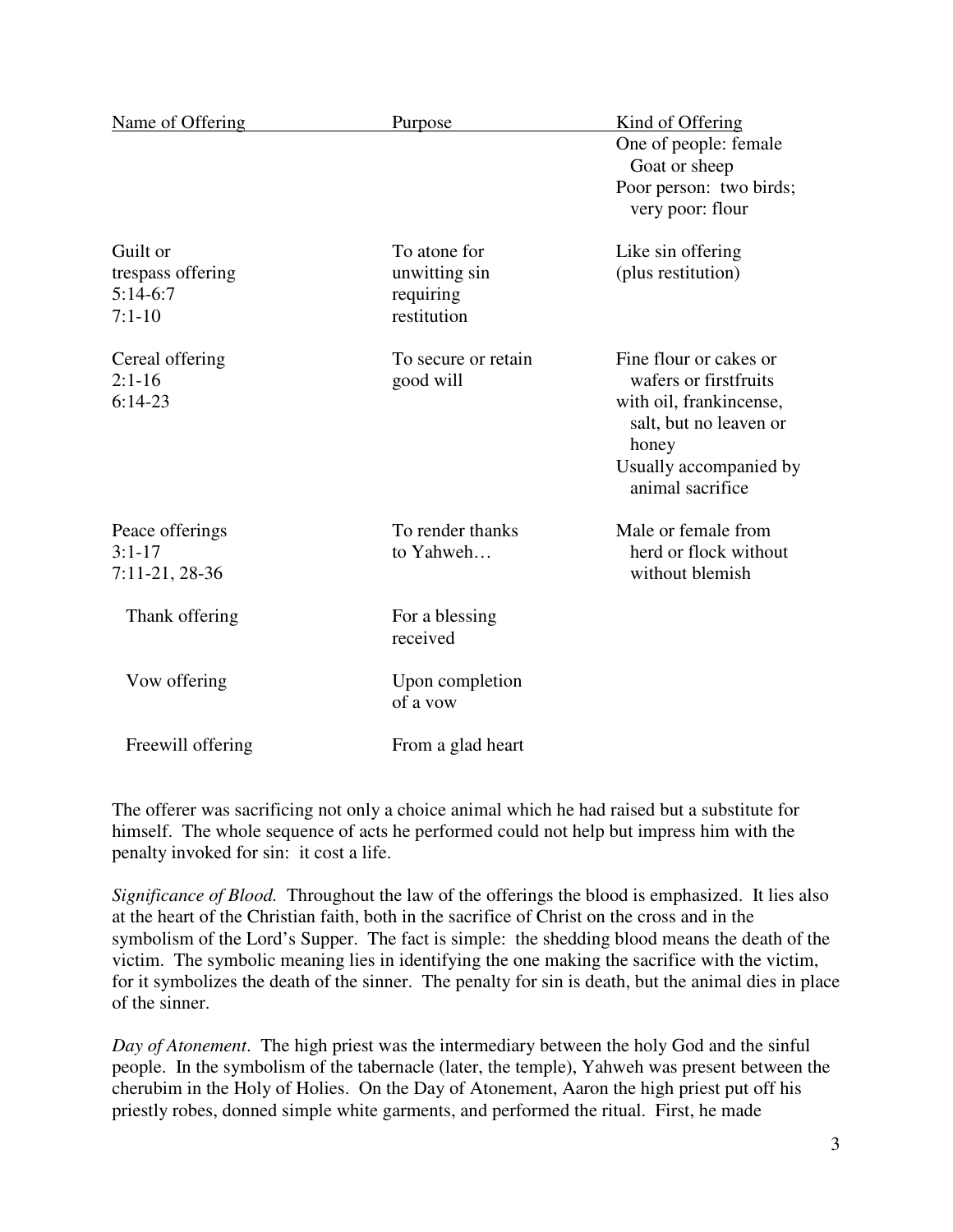| Name of Offering | Purpose | Kind of Offering |
|---|---|---|
| | | One of people: female Goat or sheep<br>Poor person: two birds; very poor: flour |
| Guilt or trespass offering<br>5:14-6:7<br>7:1-10 | To atone for unwitting sin requiring restitution | Like sin offering (plus restitution) |
| Cereal offering<br>2:1-16<br>6:14-23 | To secure or retain good will | Fine flour or cakes or wafers or firstfruits<br>with oil, frankincense, salt, but no leaven or honey<br>Usually accompanied by animal sacrifice |
| Peace offerings<br>3:1-17<br>7:11-21, 28-36 | To render thanks to Yahweh… | Male or female from herd or flock without without blemish |
| Thank offering | For a blessing received | |
| Vow offering | Upon completion of a vow | |
| Freewill offering | From a glad heart | |

The offerer was sacrificing not only a choice animal which he had raised but a substitute for himself. The whole sequence of acts he performed could not help but impress him with the penalty invoked for sin: it cost a life.

*Significance of Blood.* Throughout the law of the offerings the blood is emphasized. It lies also at the heart of the Christian faith, both in the sacrifice of Christ on the cross and in the symbolism of the Lord's Supper. The fact is simple: the shedding blood means the death of the victim. The symbolic meaning lies in identifying the one making the sacrifice with the victim, for it symbolizes the death of the sinner. The penalty for sin is death, but the animal dies in place of the sinner.

*Day of Atonement*. The high priest was the intermediary between the holy God and the sinful people. In the symbolism of the tabernacle (later, the temple), Yahweh was present between the cherubim in the Holy of Holies. On the Day of Atonement, Aaron the high priest put off his priestly robes, donned simple white garments, and performed the ritual. First, he made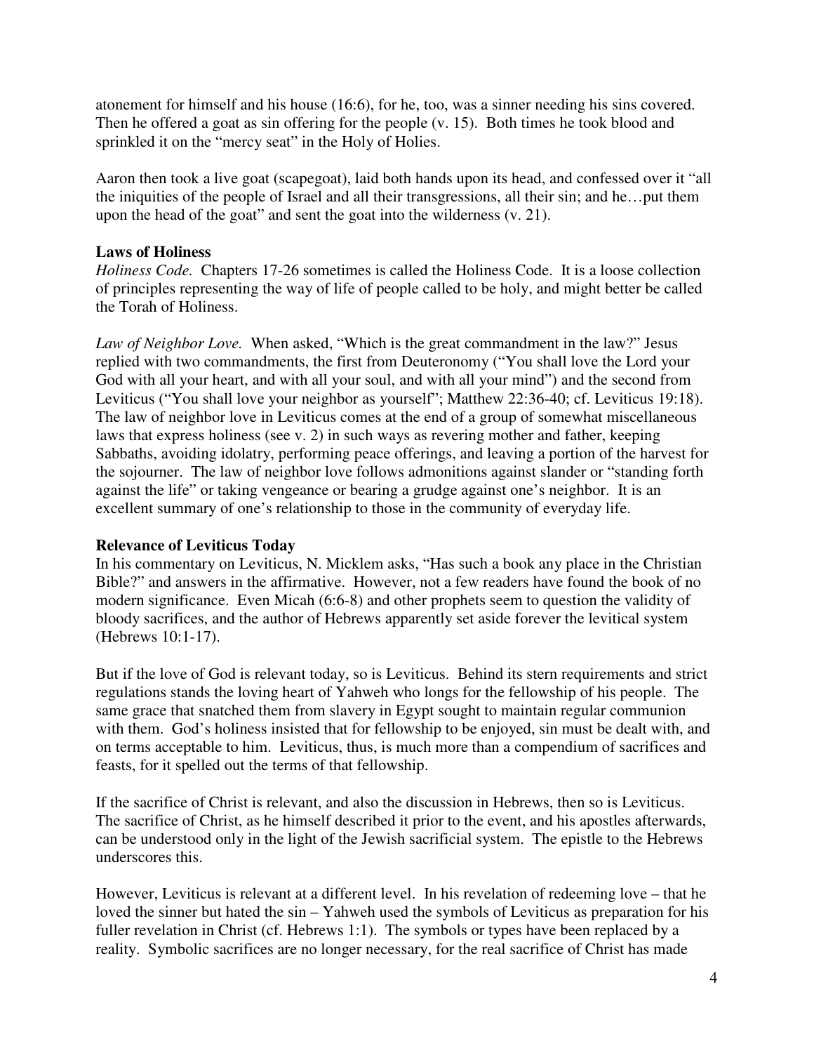atonement for himself and his house (16:6), for he, too, was a sinner needing his sins covered. Then he offered a goat as sin offering for the people (v. 15). Both times he took blood and sprinkled it on the "mercy seat" in the Holy of Holies.

Aaron then took a live goat (scapegoat), laid both hands upon its head, and confessed over it "all the iniquities of the people of Israel and all their transgressions, all their sin; and he…put them upon the head of the goat" and sent the goat into the wilderness (v. 21).

**Laws of Holiness**

*Holiness Code.* Chapters 17-26 sometimes is called the Holiness Code. It is a loose collection of principles representing the way of life of people called to be holy, and might better be called the Torah of Holiness.

*Law of Neighbor Love.* When asked, "Which is the great commandment in the law?" Jesus replied with two commandments, the first from Deuteronomy ("You shall love the Lord your God with all your heart, and with all your soul, and with all your mind") and the second from Leviticus ("You shall love your neighbor as yourself"; Matthew 22:36-40; cf. Leviticus 19:18). The law of neighbor love in Leviticus comes at the end of a group of somewhat miscellaneous laws that express holiness (see v. 2) in such ways as revering mother and father, keeping Sabbaths, avoiding idolatry, performing peace offerings, and leaving a portion of the harvest for the sojourner. The law of neighbor love follows admonitions against slander or "standing forth against the life" or taking vengeance or bearing a grudge against one's neighbor. It is an excellent summary of one's relationship to those in the community of everyday life.

**Relevance of Leviticus Today**

In his commentary on Leviticus, N. Micklem asks, "Has such a book any place in the Christian Bible?" and answers in the affirmative. However, not a few readers have found the book of no modern significance. Even Micah (6:6-8) and other prophets seem to question the validity of bloody sacrifices, and the author of Hebrews apparently set aside forever the levitical system (Hebrews 10:1-17).

But if the love of God is relevant today, so is Leviticus. Behind its stern requirements and strict regulations stands the loving heart of Yahweh who longs for the fellowship of his people. The same grace that snatched them from slavery in Egypt sought to maintain regular communion with them. God's holiness insisted that for fellowship to be enjoyed, sin must be dealt with, and on terms acceptable to him. Leviticus, thus, is much more than a compendium of sacrifices and feasts, for it spelled out the terms of that fellowship.

If the sacrifice of Christ is relevant, and also the discussion in Hebrews, then so is Leviticus. The sacrifice of Christ, as he himself described it prior to the event, and his apostles afterwards, can be understood only in the light of the Jewish sacrificial system. The epistle to the Hebrews underscores this.

However, Leviticus is relevant at a different level. In his revelation of redeeming love – that he loved the sinner but hated the sin – Yahweh used the symbols of Leviticus as preparation for his fuller revelation in Christ (cf. Hebrews 1:1). The symbols or types have been replaced by a reality. Symbolic sacrifices are no longer necessary, for the real sacrifice of Christ has made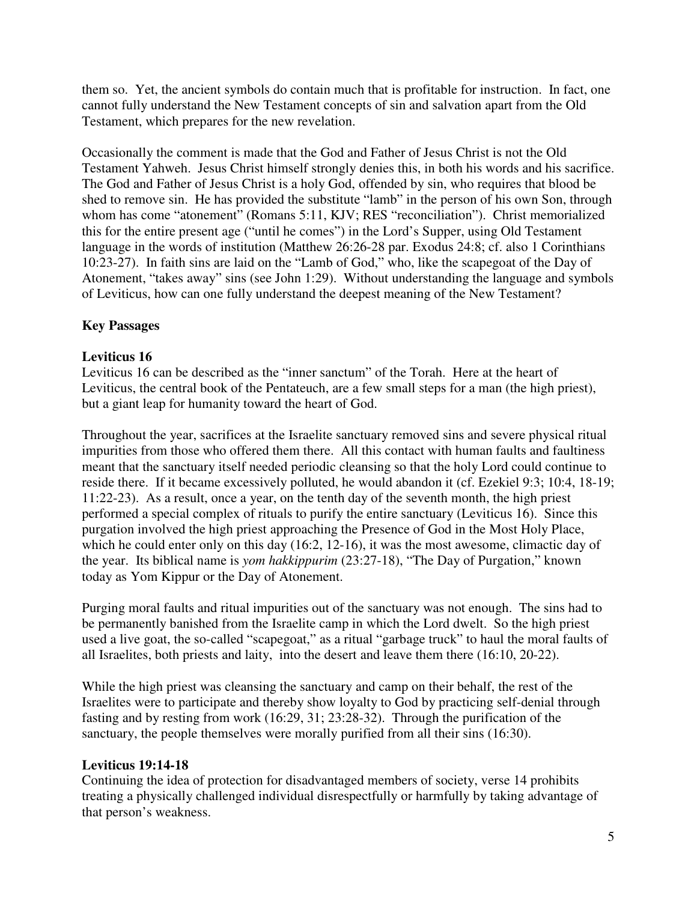them so. Yet, the ancient symbols do contain much that is profitable for instruction. In fact, one cannot fully understand the New Testament concepts of sin and salvation apart from the Old Testament, which prepares for the new revelation.

Occasionally the comment is made that the God and Father of Jesus Christ is not the Old Testament Yahweh. Jesus Christ himself strongly denies this, in both his words and his sacrifice. The God and Father of Jesus Christ is a holy God, offended by sin, who requires that blood be shed to remove sin. He has provided the substitute "lamb" in the person of his own Son, through whom has come "atonement" (Romans 5:11, KJV; RES "reconciliation"). Christ memorialized this for the entire present age ("until he comes") in the Lord's Supper, using Old Testament language in the words of institution (Matthew 26:26-28 par. Exodus 24:8; cf. also 1 Corinthians 10:23-27). In faith sins are laid on the "Lamb of God," who, like the scapegoat of the Day of Atonement, "takes away" sins (see John 1:29). Without understanding the language and symbols of Leviticus, how can one fully understand the deepest meaning of the New Testament?

## Key Passages

### Leviticus 16

Leviticus 16 can be described as the "inner sanctum" of the Torah. Here at the heart of Leviticus, the central book of the Pentateuch, are a few small steps for a man (the high priest), but a giant leap for humanity toward the heart of God.

Throughout the year, sacrifices at the Israelite sanctuary removed sins and severe physical ritual impurities from those who offered them there. All this contact with human faults and faultiness meant that the sanctuary itself needed periodic cleansing so that the holy Lord could continue to reside there. If it became excessively polluted, he would abandon it (cf. Ezekiel 9:3; 10:4, 18-19; 11:22-23). As a result, once a year, on the tenth day of the seventh month, the high priest performed a special complex of rituals to purify the entire sanctuary (Leviticus 16). Since this purgation involved the high priest approaching the Presence of God in the Most Holy Place, which he could enter only on this day (16:2, 12-16), it was the most awesome, climactic day of the year. Its biblical name is *yom hakkippurim* (23:27-18), "The Day of Purgation," known today as Yom Kippur or the Day of Atonement.

Purging moral faults and ritual impurities out of the sanctuary was not enough. The sins had to be permanently banished from the Israelite camp in which the Lord dwelt. So the high priest used a live goat, the so-called "scapegoat," as a ritual "garbage truck" to haul the moral faults of all Israelites, both priests and laity, into the desert and leave them there (16:10, 20-22).

While the high priest was cleansing the sanctuary and camp on their behalf, the rest of the Israelites were to participate and thereby show loyalty to God by practicing self-denial through fasting and by resting from work (16:29, 31; 23:28-32). Through the purification of the sanctuary, the people themselves were morally purified from all their sins (16:30).

### Leviticus 19:14-18

Continuing the idea of protection for disadvantaged members of society, verse 14 prohibits treating a physically challenged individual disrespectfully or harmfully by taking advantage of that person's weakness.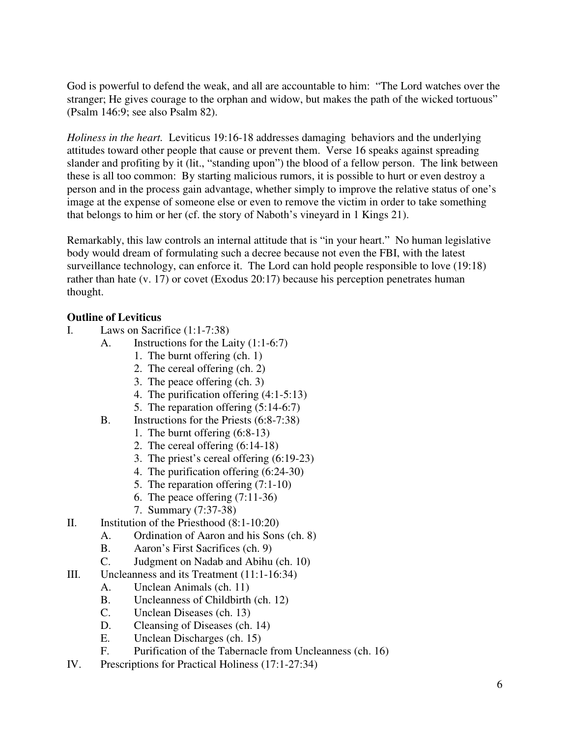God is powerful to defend the weak, and all are accountable to him: "The Lord watches over the stranger; He gives courage to the orphan and widow, but makes the path of the wicked tortuous" (Psalm 146:9; see also Psalm 82).

*Holiness in the heart.* Leviticus 19:16-18 addresses damaging behaviors and the underlying attitudes toward other people that cause or prevent them. Verse 16 speaks against spreading slander and profiting by it (lit., "standing upon") the blood of a fellow person. The link between these is all too common: By starting malicious rumors, it is possible to hurt or even destroy a person and in the process gain advantage, whether simply to improve the relative status of one's image at the expense of someone else or even to remove the victim in order to take something that belongs to him or her (cf. the story of Naboth's vineyard in 1 Kings 21).

Remarkably, this law controls an internal attitude that is "in your heart." No human legislative body would dream of formulating such a decree because not even the FBI, with the latest surveillance technology, can enforce it. The Lord can hold people responsible to love (19:18) rather than hate (v. 17) or covet (Exodus 20:17) because his perception penetrates human thought.

**Outline of Leviticus**

- I. Laws on Sacrifice (1:1-7:38)
  - A. Instructions for the Laity (1:1-6:7)
    1. The burnt offering (ch. 1)
    2. The cereal offering (ch. 2)
    3. The peace offering (ch. 3)
    4. The purification offering (4:1-5:13)
    5. The reparation offering (5:14-6:7)
  - B. Instructions for the Priests (6:8-7:38)
    1. The burnt offering (6:8-13)
    2. The cereal offering (6:14-18)
    3. The priest's cereal offering (6:19-23)
    4. The purification offering (6:24-30)
    5. The reparation offering (7:1-10)
    6. The peace offering (7:11-36)
    7. Summary (7:37-38)
- II. Institution of the Priesthood (8:1-10:20)
  - A. Ordination of Aaron and his Sons (ch. 8)
  - B. Aaron's First Sacrifices (ch. 9)
  - C. Judgment on Nadab and Abihu (ch. 10)
- III. Uncleanness and its Treatment (11:1-16:34)
  - A. Unclean Animals (ch. 11)
  - B. Uncleanness of Childbirth (ch. 12)
  - C. Unclean Diseases (ch. 13)
  - D. Cleansing of Diseases (ch. 14)
  - E. Unclean Discharges (ch. 15)
  - F. Purification of the Tabernacle from Uncleanness (ch. 16)
- IV. Prescriptions for Practical Holiness (17:1-27:34)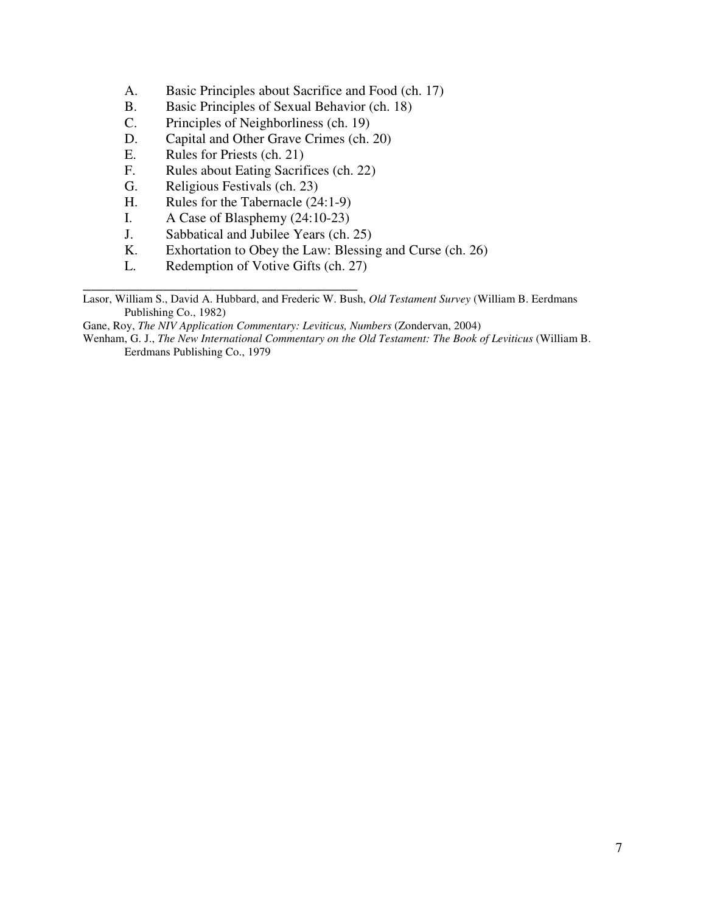A. Basic Principles about Sacrifice and Food (ch. 17)
B. Basic Principles of Sexual Behavior (ch. 18)
C. Principles of Neighborliness (ch. 19)
D. Capital and Other Grave Crimes (ch. 20)
E. Rules for Priests (ch. 21)
F. Rules about Eating Sacrifices (ch. 22)
G. Religious Festivals (ch. 23)
H. Rules for the Tabernacle (24:1-9)
I. A Case of Blasphemy (24:10-23)
J. Sabbatical and Jubilee Years (ch. 25)
K. Exhortation to Obey the Law: Blessing and Curse (ch. 26)
L. Redemption of Votive Gifts (ch. 27)

---

Lasor, William S., David A. Hubbard, and Frederic W. Bush, *Old Testament Survey* (William B. Eerdmans Publishing Co., 1982)

Gane, Roy, *The NIV Application Commentary: Leviticus, Numbers* (Zondervan, 2004)

Wenham, G. J., *The New International Commentary on the Old Testament: The Book of Leviticus* (William B. Eerdmans Publishing Co., 1979